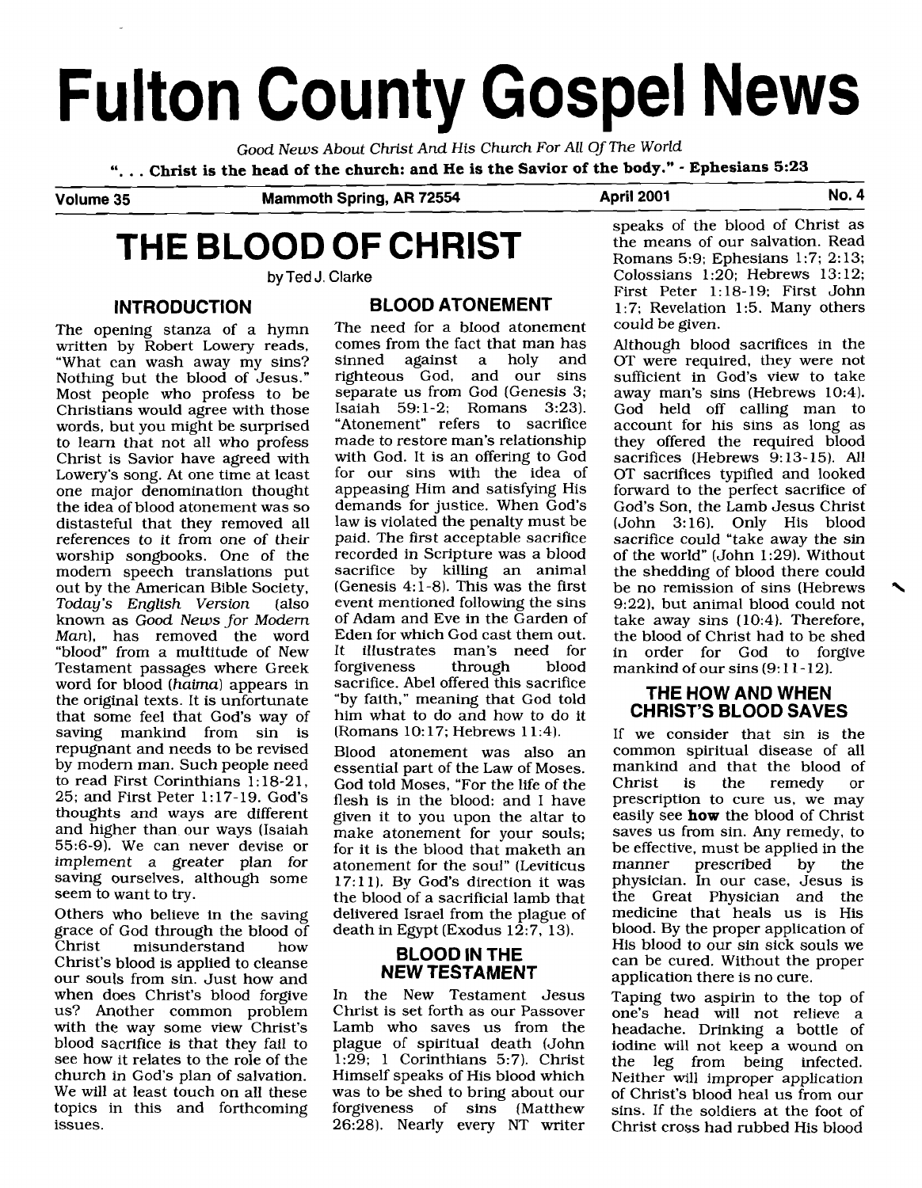# Fulton County Gospel News

*Good News About Christ And His Church For All Of The World*

**". . . Christ is the head of the church: and He is the Savior of the body." - Ephesians 5:23**

**Volume 35 — Mammoth Spring, AR 72554 — April 2001 — No. 4**

# THE BLOOD OF CHRIST

by Ted J. Clarke

## INTRODUCTION

The opening stanza of a hymn written by Robert Lowery reads, "What can wash away my sins? Nothing but the blood of Jesus." Most people who profess to be Christians would agree with those words, but you might be surprised to learn that not all who profess Christ is Savior have agreed with Lowery's song. At one time at least one major denomination thought the idea of blood atonement was so distasteful that they removed all references to it from one of their worship songbooks. One of the modern speech translations put out by the American Bible Society, *Today's English Version* (also known as *Good News for Modern Man*), has removed the word "blood" from a multitude of New Testament passages where Greek word for blood (*haima*) appears in the original texts. It is unfortunate that some feel that God's way of saving mankind from sin is repugnant and needs to be revised by modern man. Such people need to read First Corinthians 1:18-21, 25; and First Peter 1:17-19. God's thoughts and ways are different and higher than our ways (Isaiah 55:6-9). We can never devise or implement a greater plan for saving ourselves, although some seem to want to try.

Others who believe in the saving grace of God through the blood of Christ misunderstand how Christ's blood is applied to cleanse our souls from sin. Just how and when does Christ's blood forgive us? Another common problem with the way some view Christ's blood sacrifice is that they fail to see how it relates to the role of the church in God's plan of salvation. We will at least touch on all these topics in this and forthcoming issues.

## BLOOD ATONEMENT

The need for a blood atonement comes from the fact that man has sinned against a holy and righteous God, and our sins separate us from God (Genesis 3; Isaiah 59:1-2; Romans 3:23). "Atonement" refers to sacrifice made to restore man's relationship with God. It is an offering to God for our sins with the idea of appeasing Him and satisfying His demands for justice. When God's law is violated the penalty must be paid. The first acceptable sacrifice recorded in Scripture was a blood sacrifice by killing an animal (Genesis 4:1-8). This was the first event mentioned following the sins of Adam and Eve in the Garden of Eden for which God cast them out. It illustrates man's need for forgiveness through blood sacrifice. Abel offered this sacrifice "by faith," meaning that God told him what to do and how to do it (Romans 10:17; Hebrews 11:4).

Blood atonement was also an essential part of the Law of Moses. God told Moses, "For the life of the flesh is in the blood: and I have given it to you upon the altar to make atonement for your souls; for it is the blood that maketh an atonement for the soul" (Leviticus 17:11). By God's direction it was the blood of a sacrificial lamb that delivered Israel from the plague of death in Egypt (Exodus 12:7, 13).

## BLOOD IN THE NEW TESTAMENT

In the New Testament Jesus Christ is set forth as our Passover Lamb who saves us from the plague of spiritual death (John 1:29; 1 Corinthians 5:7). Christ Himself speaks of His blood which was to be shed to bring about our forgiveness of sins (Matthew 26:28). Nearly every NT writer speaks of the blood of Christ as the means of our salvation. Read Romans 5:9; Ephesians 1:7; 2:13; Colossians 1:20; Hebrews 13:12; First Peter 1:18-19; First John 1:7; Revelation 1:5. Many others could be given.

Although blood sacrifices in the OT were required, they were not sufficient in God's view to take away man's sins (Hebrews 10:4). God held off calling man to account for his sins as long as they offered the required blood sacrifices (Hebrews 9:13-15). All OT sacrifices typified and looked forward to the perfect sacrifice of God's Son, the Lamb Jesus Christ (John 3:16). Only His blood sacrifice could "take away the sin of the world" (John 1:29). Without the shedding of blood there could be no remission of sins (Hebrews 9:22), but animal blood could not take away sins (10:4). Therefore, the blood of Christ had to be shed in order for God to forgive mankind of our sins (9:11-12).

## THE HOW AND WHEN CHRIST'S BLOOD SAVES

If we consider that sin is the common spiritual disease of all mankind and that the blood of Christ is the remedy or prescription to cure us, we may easily see **how** the blood of Christ saves us from sin. Any remedy, to be effective, must be applied in the manner prescribed by the physician. In our case, Jesus is the Great Physician and the medicine that heals us is His blood. By the proper application of His blood to our sin sick souls we can be cured. Without the proper application there is no cure.

Taping two aspirin to the top of one's head will not relieve a headache. Drinking a bottle of iodine will not keep a wound on the leg from being infected. Neither will improper application of Christ's blood heal us from our sins. If the soldiers at the foot of Christ cross had rubbed His blood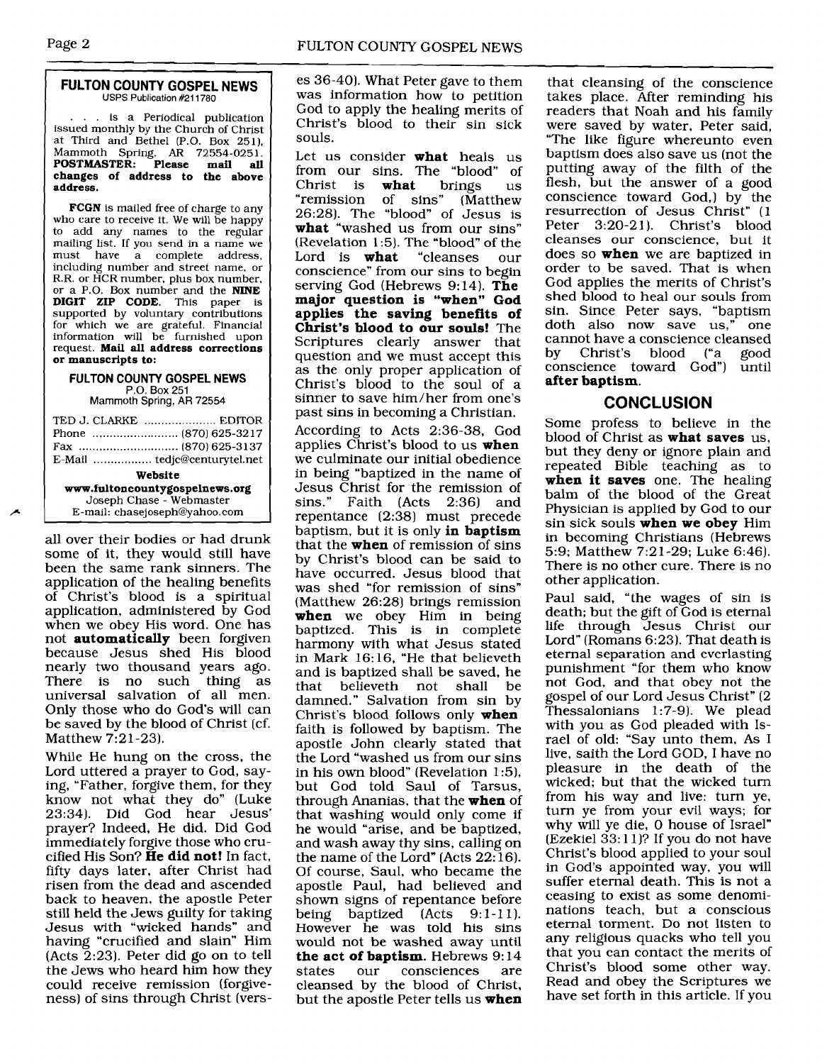**FULTON COUNTY GOSPEL NEWS**
USPS Publication #211780

. . . is a Periodical publication issued monthly by the Church of Christ at Third and Bethel (P.O. Box 251), Mammoth Spring, AR 72554-0251. **POSTMASTER: Please mail all changes of address to the above address.**

**FCGN** is mailed free of charge to any who care to receive it. We will be happy to add any names to the regular mailing list. If you send in a name we must have a complete address, including number and street name, or R.R. or HCR number, plus box number, or a P.O. Box number and the **NINE DIGIT ZIP CODE**. This paper is supported by voluntary contributions for which we are grateful. Financial information will be furnished upon request. **Mail all address corrections or manuscripts to:**

**FULTON COUNTY GOSPEL NEWS**
P.O. Box 251
Mammoth Spring, AR 72554

TED J. CLARKE .................... EDITOR
Phone ........................ (870) 625-3217
Fax ............................ (870) 625-3137
E-Mail ................ tedjc@centurytel.net

**Website**
**www.fultoncountygospelnews.org**
Joseph Chase - Webmaster
E-mail: chasejoseph@yahoo.com

all over their bodies or had drunk some of it, they would still have been the same rank sinners. The application of the healing benefits of Christ's blood is a spiritual application, administered by God when we obey His word. One has not **automatically** been forgiven because Jesus shed His blood nearly two thousand years ago. There is no such thing as universal salvation of all men. Only those who do God's will can be saved by the blood of Christ (cf. Matthew 7:21-23).

While He hung on the cross, the Lord uttered a prayer to God, saying, "Father, forgive them, for they know not what they do" (Luke 23:34). Did God hear Jesus' prayer? Indeed, He did. Did God immediately forgive those who crucified His Son? **He did not!** In fact, fifty days later, after Christ had risen from the dead and ascended back to heaven, the apostle Peter still held the Jews guilty for taking Jesus with "wicked hands" and having "crucified and slain" Him (Acts 2:23). Peter did go on to tell the Jews who heard him how they could receive remission (forgiveness) of sins through Christ (verses 36-40). What Peter gave to them was information how to petition God to apply the healing merits of Christ's blood to their sin sick souls.

Let us consider **what** heals us from our sins. The "blood" of Christ is **what** brings us "remission of sins" (Matthew 26:28). The "blood" of Jesus is **what** "washed us from our sins" (Revelation 1:5). The "blood" of the Lord is **what** "cleanses our conscience" from our sins to begin serving God (Hebrews 9:14). **The major question is "when" God applies the saving benefits of Christ's blood to our souls!** The Scriptures clearly answer that question and we must accept this as the only proper application of Christ's blood to the soul of a sinner to save him/her from one's past sins in becoming a Christian.

According to Acts 2:36-38, God applies Christ's blood to us **when** we culminate our initial obedience in being "baptized in the name of Jesus Christ for the remission of sins." Faith (Acts 2:36) and repentance (2:38) must precede baptism, but it is only **in baptism** that the **when** of remission of sins by Christ's blood can be said to have occurred. Jesus blood that was shed "for remission of sins" (Matthew 26:28) brings remission **when** we obey Him in being baptized. This is in complete harmony with what Jesus stated in Mark 16:16, "He that believeth and is baptized shall be saved, he that believeth not shall be damned." Salvation from sin by Christ's blood follows only **when** faith is followed by baptism. The apostle John clearly stated that the Lord "washed us from our sins in his own blood" (Revelation 1:5), but God told Saul of Tarsus, through Ananias, that the **when** of that washing would only come if he would "arise, and be baptized, and wash away thy sins, calling on the name of the Lord" (Acts 22:16). Of course, Saul, who became the apostle Paul, had believed and shown signs of repentance before being baptized (Acts 9:1-11). However he was told his sins would not be washed away until **the act of baptism**. Hebrews 9:14 states our consciences are cleansed by the blood of Christ, but the apostle Peter tells us **when** that cleansing of the conscience takes place. After reminding his readers that Noah and his family were saved by water, Peter said, "The like figure whereunto even baptism does also save us (not the putting away of the filth of the flesh, but the answer of a good conscience toward God,) by the resurrection of Jesus Christ" (1 Peter 3:20-21). Christ's blood cleanses our conscience, but it does so **when** we are baptized in order to be saved. That is when God applies the merits of Christ's shed blood to heal our souls from sin. Since Peter says, "baptism doth also now save us," one cannot have a conscience cleansed by Christ's blood ("a good conscience toward God") until **after baptism**.

## CONCLUSION

Some profess to believe in the blood of Christ as **what saves** us, but they deny or ignore plain and repeated Bible teaching as to **when it saves** one. The healing balm of the blood of the Great Physician is applied by God to our sin sick souls **when we obey** Him in becoming Christians (Hebrews 5:9; Matthew 7:21-29; Luke 6:46). There is no other cure. There is no other application.

Paul said, "the wages of sin is death; but the gift of God is eternal life through Jesus Christ our Lord" (Romans 6:23). That death is eternal separation and everlasting punishment "for them who know not God, and that obey not the gospel of our Lord Jesus Christ" (2 Thessalonians 1:7-9). We plead with you as God pleaded with Israel of old: "Say unto them, As I live, saith the Lord GOD, I have no pleasure in the death of the wicked; but that the wicked turn from his way and live: turn ye, turn ye from your evil ways; for why will ye die, O house of Israel" (Ezekiel 33:11)? If you do not have Christ's blood applied to your soul in God's appointed way, you will suffer eternal death. This is not a ceasing to exist as some denominations teach, but a conscious eternal torment. Do not listen to any religious quacks who tell you that you can contact the merits of Christ's blood some other way. Read and obey the Scriptures we have set forth in this article. If you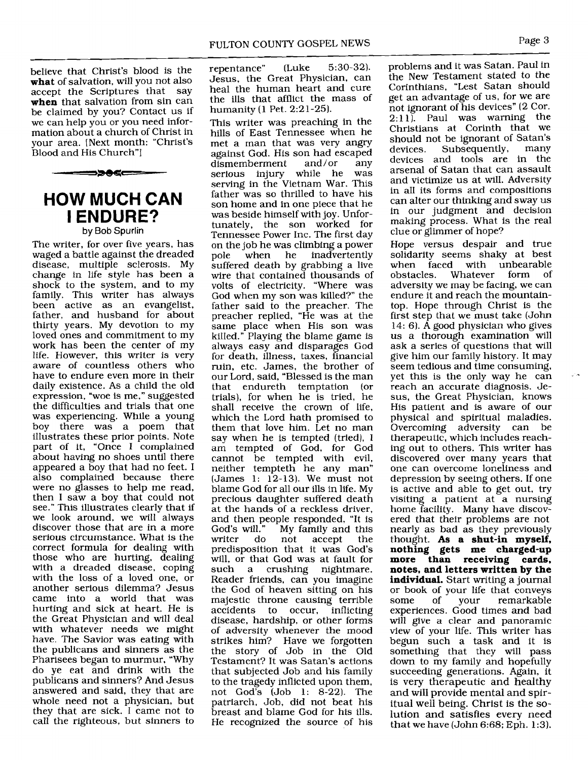believe that Christ's blood is the **what** of salvation, will you not also accept the Scriptures that say **when** that salvation from sin can be claimed by you? Contact us if we can help you or you need information about a church of Christ in your area. [Next month: "Christ's Blood and His Church"]

# HOW MUCH CAN I ENDURE?

by Bob Spurlin

The writer, for over five years, has waged a battle against the dreaded disease, multiple sclerosis. My change in life style has been a shock to the system, and to my family. This writer has always been active as an evangelist, father, and husband for about thirty years. My devotion to my loved ones and commitment to my work has been the center of my life. However, this writer is very aware of countless others who have to endure even more in their daily existence. As a child the old expression, "woe is me," suggested the difficulties and trials that one was experiencing. While a young boy there was a poem that illustrates these prior points. Note part of it, "Once I complained about having no shoes until there appeared a boy that had no feet. I also complained because there were no glasses to help me read, then I saw a boy that could not see." This illustrates clearly that if we look around, we will always discover those that are in a more serious circumstance. What is the correct formula for dealing with those who are hurting, dealing with a dreaded disease, coping with the loss of a loved one, or another serious dilemma? Jesus came into a world that was hurting and sick at heart. He is the Great Physician and will deal with whatever needs we might have. The Savior was eating with the publicans and sinners as the Pharisees began to murmur, "Why do ye eat and drink with the publicans and sinners? And Jesus answered and said, they that are whole need not a physician, but they that are sick. I came not to call the righteous, but sinners to repentance" (Luke 5:30-32). Jesus, the Great Physician, can heal the human heart and cure the ills that afflict the mass of humanity (1 Pet. 2:21-25).

This writer was preaching in the hills of East Tennessee when he met a man that was very angry against God. His son had escaped dismemberment and/or any serious injury while he was serving in the Vietnam War. This father was so thrilled to have his son home and in one piece that he was beside himself with joy. Unfortunately, the son worked for Tennessee Power Inc. The first day on the job he was climbing a power pole when he inadvertently suffered death by grabbing a live wire that contained thousands of volts of electricity. "Where was God when my son was killed?" the father said to the preacher. The preacher replied, "He was at the same place when His son was killed." Playing the blame game is always easy and disparages God for death, illness, taxes, financial ruin, etc. James, the brother of our Lord, said, "Blessed is the man that endureth temptation (or trials), for when he is tried, he shall receive the crown of life, which the Lord hath promised to them that love him. Let no man say when he is tempted (tried), I am tempted of God, for God cannot be tempted with evil, neither tempteth he any man" (James 1: 12-13). We must not blame God for all our ills in life. My precious daughter suffered death at the hands of a reckless driver, and then people responded, "It is God's will." My family and this writer do not accept the predisposition that it was God's will, or that God was at fault for such a crushing nightmare. Reader friends, can you imagine the God of heaven sitting on his majestic throne causing terrible accidents to occur, inflicting disease, hardship, or other forms of adversity whenever the mood strikes him? Have we forgotten the story of Job in the Old Testament? It was Satan's actions that subjected Job and his family to the tragedy inflicted upon them, not God's (Job 1: 8-22). The patriarch, Job, did not beat his breast and blame God for his ills. He recognized the source of his problems and it was Satan. Paul in the New Testament stated to the Corinthians, "Lest Satan should get an advantage of us, for we are not ignorant of his devices" (2 Cor. 2:11). Paul was warning the Christians at Corinth that we should not be ignorant of Satan's devices. Subsequently, many devices and tools are in the arsenal of Satan that can assault and victimize us at will. Adversity in all its forms and compositions can alter our thinking and sway us in our judgment and decision making process. What is the real clue or glimmer of hope?

Hope versus despair and true solidarity seems shaky at best when faced with unbearable obstacles. Whatever form of adversity we may be facing, we can endure it and reach the mountaintop. Hope through Christ is the first step that we must take (John 14: 6). A good physician who gives us a thorough examination will ask a series of questions that will give him our family history. It may seem tedious and time consuming, yet this is the only way he can reach an accurate diagnosis. Jesus, the Great Physician, knows His patient and is aware of our physical and spiritual maladies. Overcoming adversity can be therapeutic, which includes reaching out to others. This writer has discovered over many years that one can overcome loneliness and depression by seeing others. If one is active and able to get out, try visiting a patient at a nursing home facility. Many have discovered that their problems are not nearly as bad as they previously thought. **As a shut-in myself, nothing gets me charged-up more than receiving cards, notes, and letters written by the individual.** Start writing a journal or book of your life that conveys some of your remarkable experiences. Good times and bad will give a clear and panoramic view of your life. This writer has begun such a task and it is something that they will pass down to my family and hopefully succeeding generations. Again, it is very therapeutic and healthy and will provide mental and spiritual well being. Christ is the solution and satisfies every need that we have (John 6:68; Eph. 1:3).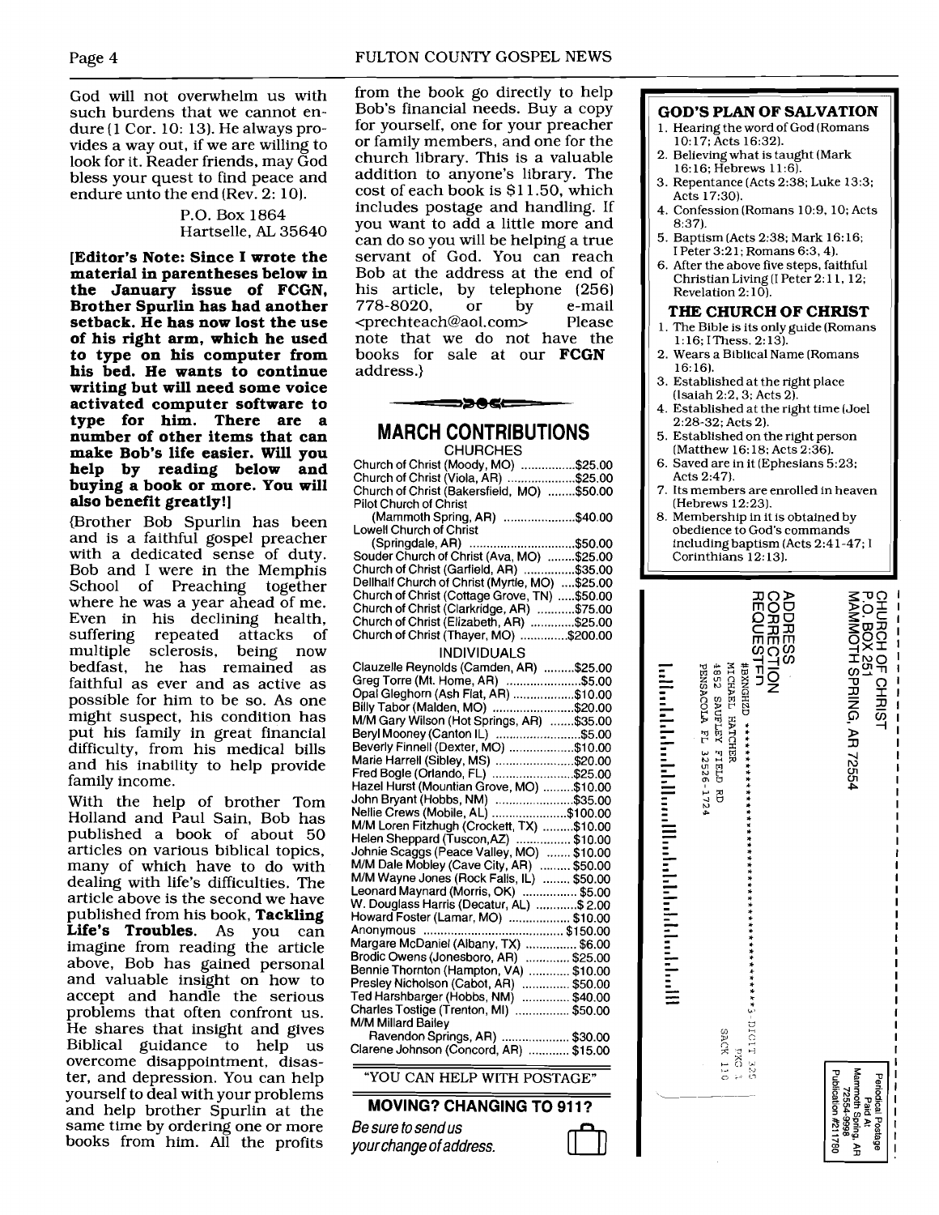God will not overwhelm us with such burdens that we cannot endure (1 Cor. 10: 13). He always provides a way out, if we are willing to look for it. Reader friends, may God bless your quest to find peace and endure unto the end (Rev. 2: 10).

P.O. Box 1864
Hartselle, AL 35640

**[Editor's Note: Since I wrote the material in parentheses below in the January issue of FCGN, Brother Spurlin has had another setback. He has now lost the use of his right arm, which he used to type on his computer from his bed. He wants to continue writing but will need some voice activated computer software to type for him. There are a number of other items that can make Bob's life easier. Will you help by reading below and buying a book or more. You will also benefit greatly!]**

(Brother Bob Spurlin has been and is a faithful gospel preacher with a dedicated sense of duty. Bob and I were in the Memphis School of Preaching together where he was a year ahead of me. Even in his declining health, suffering repeated attacks of multiple sclerosis, being now bedfast, he has remained as faithful as ever and as active as possible for him to be so. As one might suspect, his condition has put his family in great financial difficulty, from his medical bills and his inability to help provide family income.

With the help of brother Tom Holland and Paul Sain, Bob has published a book of about 50 articles on various biblical topics, many of which have to do with dealing with life's difficulties. The article above is the second we have published from his book, **Tackling Life's Troubles**. As you can imagine from reading the article above, Bob has gained personal and valuable insight on how to accept and handle the serious problems that often confront us. He shares that insight and gives Biblical guidance to help us overcome disappointment, disaster, and depression. You can help yourself to deal with your problems and help brother Spurlin at the same time by ordering one or more books from him. All the profits from the book go directly to help Bob's financial needs. Buy a copy for yourself, one for your preacher or family members, and one for the church library. This is a valuable addition to anyone's library. The cost of each book is $11.50, which includes postage and handling. If you want to add a little more and can do so you will be helping a true servant of God. You can reach Bob at the address at the end of his article, by telephone (256) 778-8020, or by e-mail <prechteach@aol.com> Please note that we do not have the books for sale at our **FCGN** address.)

## MARCH CONTRIBUTIONS

### CHURCHES

Church of Christ (Moody, MO) ................$25.00
Church of Christ (Viola, AR) ....................$25.00
Church of Christ (Bakersfield, MO) ........$50.00
Pilot Church of Christ (Mammoth Spring, AR) .....................$40.00
Lowell Church of Christ (Springdale, AR) ...............................$50.00
Souder Church of Christ (Ava, MO) .........$25.00
Church of Christ (Garfield, AR) ...............$35.00
Dellhalf Church of Christ (Myrtle, MO) ....$25.00
Church of Christ (Cottage Grove, TN) .....$50.00
Church of Christ (Clarkridge, AR) ...........$75.00
Church of Christ (Elizabeth, AR) .............$25.00
Church of Christ (Thayer, MO) ..............$200.00

### INDIVIDUALS

Clauzelle Reynolds (Camden, AR) .........$25.00
Greg Torre (Mt. Home, AR) ......................$5.00
Opal Gleghorn (Ash Flat, AR) ..................$10.00
Billy Tabor (Malden, MO) ........................$20.00
M/M Gary Wilson (Hot Springs, AR) .......$35.00
Beryl Mooney (Canton IL) .........................$5.00
Beverly Finnell (Dexter, MO) ...................$10.00
Marie Harrell (Sibley, MS) .......................$20.00
Fred Bogle (Orlando, FL) .........................$25.00
Hazel Hurst (Mountian Grove, MO) .........$10.00
John Bryant (Hobbs, NM) .......................$35.00
Nellie Crews (Mobile, AL) ......................$100.00
M/M Loren Fitzhugh (Crockett, TX) .........$10.00
Helen Sheppard (Tuscon,AZ) ................ $10.00
Johnie Scaggs (Peace Valley, MO) ....... $10.00
M/M Dale Mobley (Cave City, AR) ......... $50.00
M/M Wayne Jones (Rock Falls, IL) ........ $50.00
Leonard Maynard (Morris, OK) ................ $5.00
W. Douglass Harris (Decatur, AL) ............$ 2.00
Howard Foster (Lamar, MO) .................. $10.00
Anonymous ........................................ $150.00
Margare McDaniel (Albany, TX) ............... $6.00
Brodic Owens (Jonesboro, AR) ............. $25.00
Bennie Thornton (Hampton, VA) ............ $10.00
Presley Nicholson (Cabot, AR) .............. $50.00
Ted Harshbarger (Hobbs, NM) .............. $40.00
Charles Tostige (Trenton, MI) ................ $50.00
M/M Millard Bailey (Ravendon Springs, AR) .................... $30.00
Clarene Johnson (Concord, AR) ............ $15.00

"YOU CAN HELP WITH POSTAGE"

**MOVING? CHANGING TO 911?**

*Be sure to send us your change of address.*

### GOD'S PLAN OF SALVATION

1. Hearing the word of God (Romans 10:17; Acts 16:32).
2. Believing what is taught (Mark 16:16; Hebrews 11:6).
3. Repentance (Acts 2:38; Luke 13:3; Acts 17:30).
4. Confession (Romans 10:9, 10; Acts 8:37).
5. Baptism (Acts 2:38; Mark 16:16; I Peter 3:21; Romans 6:3, 4).
6. After the above five steps, faithful Christian Living (I Peter 2:11, 12; Revelation 2:10).

### THE CHURCH OF CHRIST

1. The Bible is its only guide (Romans 1:16; I Thess. 2:13).
2. Wears a Biblical Name (Romans 16:16).
3. Established at the right place (Isaiah 2:2, 3; Acts 2).
4. Established at the right time (Joel 2:28-32; Acts 2).
5. Established on the right person (Matthew 16:18; Acts 2:36).
6. Saved are in it (Ephesians 5:23; Acts 2:47).
7. Its members are enrolled in heaven (Hebrews 12:23).
8. Membership in it is obtained by obedience to God's commands including baptism (Acts 2:41-47; I Corinthians 12:13).

CHURCH OF CHRIST
P.O. BOX 251
MAMMOTH SPRING, AR 72554

ADDRESS CORRECTION REQUESTED

#BXNGHZD \*\*\*\*\*\*\*\*\*\*\*\*\*\*\*\*\*\*\*\*\*\*\*\*\*\*\*\*3-DIGIT 325
MICHAEL HATCHER
4852 SAUFLEY FIELD RD
PENSACOLA FL 32526-1724

PKG 1
SACK 110

Periodical Postage Paid At: Mammoth Spring, AR 72554-9998 Publication #211780